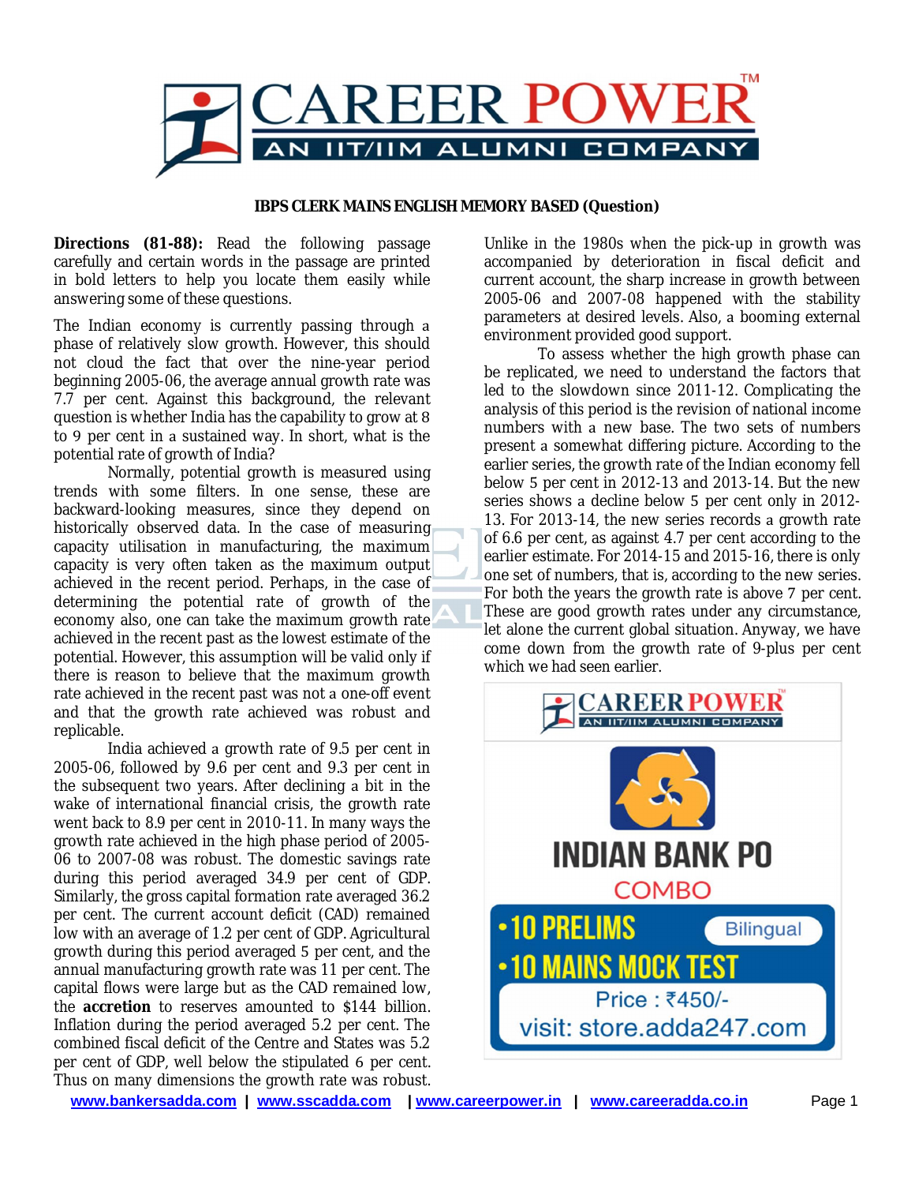**IBPS CLERK MAINS ENGLISH MEMORY BASED (Question)**

**Directions (81-88):** Read the following passage carefully and certain words in the passage are printed in bold letters to help you locate them easily while answering some of these questions.

The Indian economy is currently passing through a phase of relatively slow growth. However, this should not cloud the fact that over the nine-year period beginning 2005-06, the average annual growth rate was 7.7 per cent. Against this background, the relevant question is whether India has the capability to grow at 8 to 9 per cent in a sustained way. In short, what is the potential rate of growth of India?

Normally, potential growth is measured using trends with some filters. In one sense, these are backward-looking measures, since they depend on historically observed data. In the case of measuring capacity utilisation in manufacturing, the maximum capacity is very often taken as the maximum output achieved in the recent period. Perhaps, in the case of determining the potential rate of growth of the economy also, one can take the maximum growth rate achieved in the recent past as the lowest estimate of the potential. However, this assumption will be valid only if there is reason to believe that the maximum growth rate achieved in the recent past was not a one-off event and that the growth rate achieved was robust and replicable.

India achieved a growth rate of 9.5 per cent in 2005-06, followed by 9.6 per cent and 9.3 per cent in the subsequent two years. After declining a bit in the wake of international financial crisis, the growth rate went back to 8.9 per cent in 2010-11. In many ways the growth rate achieved in the high phase period of 2005-06 to 2007-08 was robust. The domestic savings rate during this period averaged 34.9 per cent of GDP. Similarly, the gross capital formation rate averaged 36.2 per cent. The current account deficit (CAD) remained low with an average of 1.2 per cent of GDP. Agricultural growth during this period averaged 5 per cent, and the annual manufacturing growth rate was 11 per cent. The capital flows were large but as the CAD remained low, the **accretion** to reserves amounted to $144 billion. Inflation during the period averaged 5.2 per cent. The combined fiscal deficit of the Centre and States was 5.2 per cent of GDP, well below the stipulated 6 per cent. Thus on many dimensions the growth rate was robust. Unlike in the 1980s when the pick-up in growth was accompanied by deterioration in fiscal deficit and current account, the sharp increase in growth between 2005-06 and 2007-08 happened with the stability parameters at desired levels. Also, a booming external environment provided good support.

To assess whether the high growth phase can be replicated, we need to understand the factors that led to the slowdown since 2011-12. Complicating the analysis of this period is the revision of national income numbers with a new base. The two sets of numbers present a somewhat differing picture. According to the earlier series, the growth rate of the Indian economy fell below 5 per cent in 2012-13 and 2013-14. But the new series shows a decline below 5 per cent only in 2012-13. For 2013-14, the new series records a growth rate of 6.6 per cent, as against 4.7 per cent according to the earlier estimate. For 2014-15 and 2015-16, there is only one set of numbers, that is, according to the new series. For both the years the growth rate is above 7 per cent. These are good growth rates under any circumstance, let alone the current global situation. Anyway, we have come down from the growth rate of 9-plus per cent which we had seen earlier.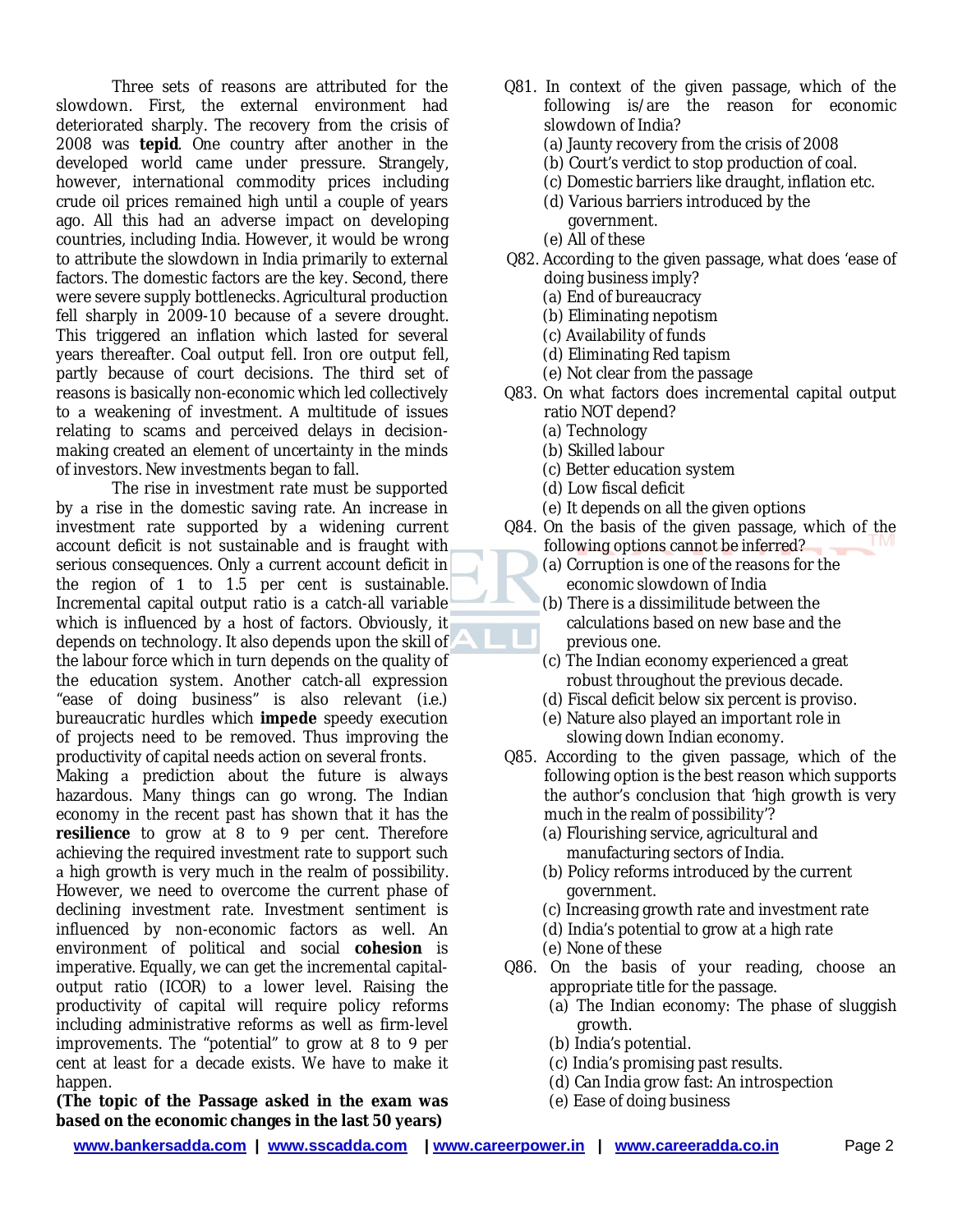Three sets of reasons are attributed for the slowdown. First, the external environment had deteriorated sharply. The recovery from the crisis of 2008 was **tepid**. One country after another in the developed world came under pressure. Strangely, however, international commodity prices including crude oil prices remained high until a couple of years ago. All this had an adverse impact on developing countries, including India. However, it would be wrong to attribute the slowdown in India primarily to external factors. The domestic factors are the key. Second, there were severe supply bottlenecks. Agricultural production fell sharply in 2009-10 because of a severe drought. This triggered an inflation which lasted for several years thereafter. Coal output fell. Iron ore output fell, partly because of court decisions. The third set of reasons is basically non-economic which led collectively to a weakening of investment. A multitude of issues relating to scams and perceived delays in decision-making created an element of uncertainty in the minds of investors. New investments began to fall.

The rise in investment rate must be supported by a rise in the domestic saving rate. An increase in investment rate supported by a widening current account deficit is not sustainable and is fraught with serious consequences. Only a current account deficit in the region of 1 to 1.5 per cent is sustainable. Incremental capital output ratio is a catch-all variable which is influenced by a host of factors. Obviously, it depends on technology. It also depends upon the skill of the labour force which in turn depends on the quality of the education system. Another catch-all expression "ease of doing business" is also relevant (i.e.) bureaucratic hurdles which **impede** speedy execution of projects need to be removed. Thus improving the productivity of capital needs action on several fronts.

Making a prediction about the future is always hazardous. Many things can go wrong. The Indian economy in the recent past has shown that it has the **resilience** to grow at 8 to 9 per cent. Therefore achieving the required investment rate to support such a high growth is very much in the realm of possibility. However, we need to overcome the current phase of declining investment rate. Investment sentiment is influenced by non-economic factors as well. An environment of political and social **cohesion** is imperative. Equally, we can get the incremental capital-output ratio (ICOR) to a lower level. Raising the productivity of capital will require policy reforms including administrative reforms as well as firm-level improvements. The "potential" to grow at 8 to 9 per cent at least for a decade exists. We have to make it happen.

**(The topic of the Passage asked in the exam was based on the economic changes in the last 50 years)**

Q81. In context of the given passage, which of the following is/are the reason for economic slowdown of India?
(a) Jaunty recovery from the crisis of 2008
(b) Court's verdict to stop production of coal.
(c) Domestic barriers like draught, inflation etc.
(d) Various barriers introduced by the government.
(e) All of these

Q82. According to the given passage, what does 'ease of doing business imply?
(a) End of bureaucracy
(b) Eliminating nepotism
(c) Availability of funds
(d) Eliminating Red tapism
(e) Not clear from the passage

Q83. On what factors does incremental capital output ratio NOT depend?
(a) Technology
(b) Skilled labour
(c) Better education system
(d) Low fiscal deficit
(e) It depends on all the given options

Q84. On the basis of the given passage, which of the following options cannot be inferred?
(a) Corruption is one of the reasons for the economic slowdown of India
(b) There is a dissimilitude between the calculations based on new base and the previous one.
(c) The Indian economy experienced a great robust throughout the previous decade.
(d) Fiscal deficit below six percent is proviso.
(e) Nature also played an important role in slowing down Indian economy.

Q85. According to the given passage, which of the following option is the best reason which supports the author's conclusion that 'high growth is very much in the realm of possibility'?
(a) Flourishing service, agricultural and manufacturing sectors of India.
(b) Policy reforms introduced by the current government.
(c) Increasing growth rate and investment rate
(d) India's potential to grow at a high rate
(e) None of these

Q86. On the basis of your reading, choose an appropriate title for the passage.
(a) The Indian economy: The phase of sluggish growth.
(b) India's potential.
(c) India's promising past results.
(d) Can India grow fast: An introspection
(e) Ease of doing business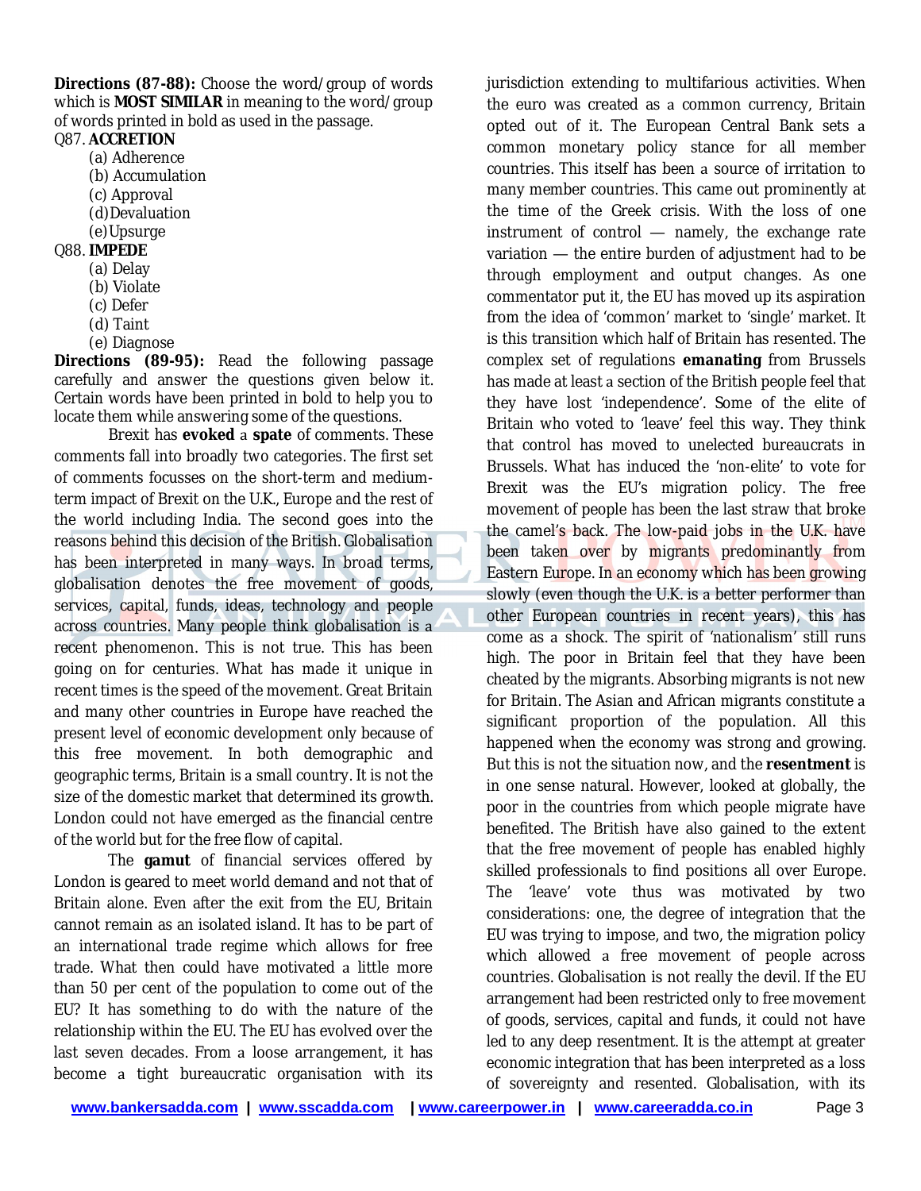**Directions (87-88):** Choose the word/group of words which is **MOST SIMILAR** in meaning to the word/group of words printed in bold as used in the passage.

Q87. **ACCRETION**

(a) Adherence
(b) Accumulation
(c) Approval
(d) Devaluation
(e) Upsurge

Q88. **IMPEDE**

(a) Delay
(b) Violate
(c) Defer
(d) Taint
(e) Diagnose

**Directions (89-95):** Read the following passage carefully and answer the questions given below it. Certain words have been printed in bold to help you to locate them while answering some of the questions.

Brexit has **evoked** a **spate** of comments. These comments fall into broadly two categories. The first set of comments focusses on the short-term and medium-term impact of Brexit on the U.K., Europe and the rest of the world including India. The second goes into the reasons behind this decision of the British. Globalisation has been interpreted in many ways. In broad terms, globalisation denotes the free movement of goods, services, capital, funds, ideas, technology and people across countries. Many people think globalisation is a recent phenomenon. This is not true. This has been going on for centuries. What has made it unique in recent times is the speed of the movement. Great Britain and many other countries in Europe have reached the present level of economic development only because of this free movement. In both demographic and geographic terms, Britain is a small country. It is not the size of the domestic market that determined its growth. London could not have emerged as the financial centre of the world but for the free flow of capital.

The **gamut** of financial services offered by London is geared to meet world demand and not that of Britain alone. Even after the exit from the EU, Britain cannot remain as an isolated island. It has to be part of an international trade regime which allows for free trade. What then could have motivated a little more than 50 per cent of the population to come out of the EU? It has something to do with the nature of the relationship within the EU. The EU has evolved over the last seven decades. From a loose arrangement, it has become a tight bureaucratic organisation with its jurisdiction extending to multifarious activities. When the euro was created as a common currency, Britain opted out of it. The European Central Bank sets a common monetary policy stance for all member countries. This itself has been a source of irritation to many member countries. This came out prominently at the time of the Greek crisis. With the loss of one instrument of control — namely, the exchange rate variation — the entire burden of adjustment had to be through employment and output changes. As one commentator put it, the EU has moved up its aspiration from the idea of 'common' market to 'single' market. It is this transition which half of Britain has resented. The complex set of regulations **emanating** from Brussels has made at least a section of the British people feel that they have lost 'independence'. Some of the elite of Britain who voted to 'leave' feel this way. They think that control has moved to unelected bureaucrats in Brussels. What has induced the 'non-elite' to vote for Brexit was the EU's migration policy. The free movement of people has been the last straw that broke the camel's back. The low-paid jobs in the U.K. have been taken over by migrants predominantly from Eastern Europe. In an economy which has been growing slowly (even though the U.K. is a better performer than other European countries in recent years), this has come as a shock. The spirit of 'nationalism' still runs high. The poor in Britain feel that they have been cheated by the migrants. Absorbing migrants is not new for Britain. The Asian and African migrants constitute a significant proportion of the population. All this happened when the economy was strong and growing. But this is not the situation now, and the **resentment** is in one sense natural. However, looked at globally, the poor in the countries from which people migrate have benefited. The British have also gained to the extent that the free movement of people has enabled highly skilled professionals to find positions all over Europe. The 'leave' vote thus was motivated by two considerations: one, the degree of integration that the EU was trying to impose, and two, the migration policy which allowed a free movement of people across countries. Globalisation is not really the devil. If the EU arrangement had been restricted only to free movement of goods, services, capital and funds, it could not have led to any deep resentment. It is the attempt at greater economic integration that has been interpreted as a loss of sovereignty and resented. Globalisation, with its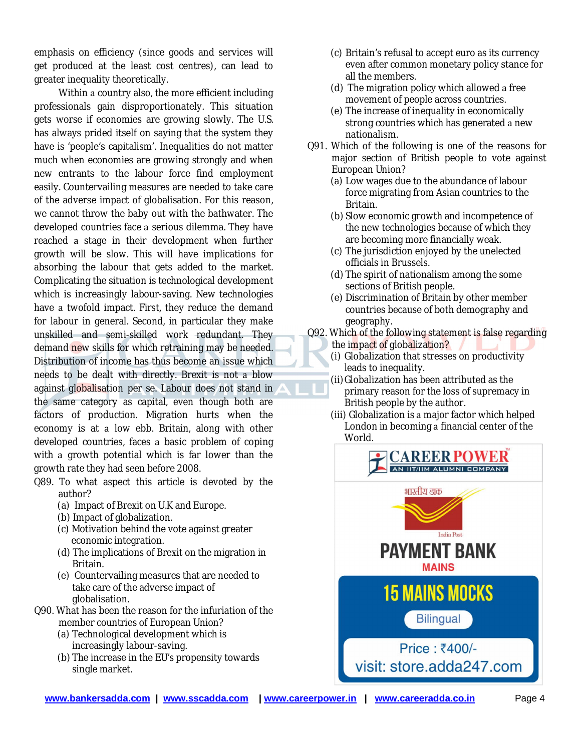emphasis on efficiency (since goods and services will get produced at the least cost centres), can lead to greater inequality theoretically.

Within a country also, the more efficient including professionals gain disproportionately. This situation gets worse if economies are growing slowly. The U.S. has always prided itself on saying that the system they have is 'people's capitalism'. Inequalities do not matter much when economies are growing strongly and when new entrants to the labour force find employment easily. Countervailing measures are needed to take care of the adverse impact of globalisation. For this reason, we cannot throw the baby out with the bathwater. The developed countries face a serious dilemma. They have reached a stage in their development when further growth will be slow. This will have implications for absorbing the labour that gets added to the market. Complicating the situation is technological development which is increasingly labour-saving. New technologies have a twofold impact. First, they reduce the demand for labour in general. Second, in particular they make unskilled and semi-skilled work redundant. They demand new skills for which retraining may be needed. Distribution of income has thus become an issue which needs to be dealt with directly. Brexit is not a blow against globalisation per se. Labour does not stand in the same category as capital, even though both are factors of production. Migration hurts when the economy is at a low ebb. Britain, along with other developed countries, faces a basic problem of coping with a growth potential which is far lower than the growth rate they had seen before 2008.

Q89. To what aspect this article is devoted by the author?
(a) Impact of Brexit on U.K and Europe.
(b) Impact of globalization.
(c) Motivation behind the vote against greater economic integration.
(d) The implications of Brexit on the migration in Britain.
(e) Countervailing measures that are needed to take care of the adverse impact of globalisation.

Q90. What has been the reason for the infuriation of the member countries of European Union?
(a) Technological development which is increasingly labour-saving.
(b) The increase in the EU's propensity towards single market.
(c) Britain's refusal to accept euro as its currency even after common monetary policy stance for all the members.
(d) The migration policy which allowed a free movement of people across countries.
(e) The increase of inequality in economically strong countries which has generated a new nationalism.

Q91. Which of the following is one of the reasons for major section of British people to vote against European Union?
(a) Low wages due to the abundance of labour force migrating from Asian countries to the Britain.
(b) Slow economic growth and incompetence of the new technologies because of which they are becoming more financially weak.
(c) The jurisdiction enjoyed by the unelected officials in Brussels.
(d) The spirit of nationalism among the some sections of British people.
(e) Discrimination of Britain by other member countries because of both demography and geography.

Q92. Which of the following statement is false regarding the impact of globalization?
(i) Globalization that stresses on productivity leads to inequality.
(ii) Globalization has been attributed as the primary reason for the loss of supremacy in British people by the author.
(iii) Globalization is a major factor which helped London in becoming a financial center of the World.

CAREER POWER
AN IIT/IIM ALUMNI COMPANY

भारतीय डाक
India Post

PAYMENT BANK
MAINS

15 MAINS MOCKS
Bilingual

Price : ₹400/-
visit: store.adda247.com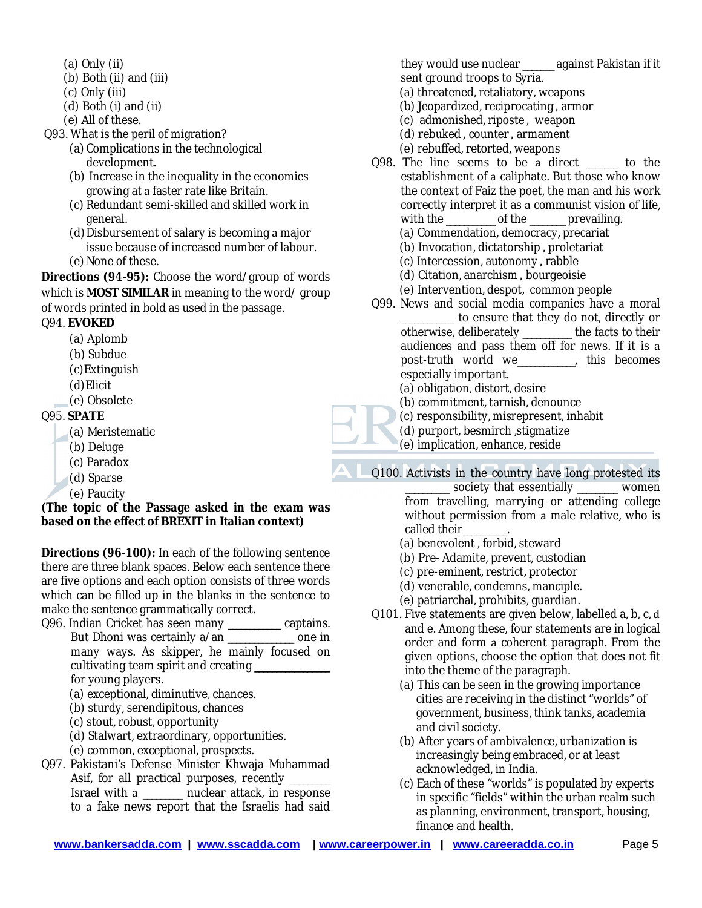(a) Only (ii)
(b) Both (ii) and (iii)
(c) Only (iii)
(d) Both (i) and (ii)
(e) All of these.

Q93. What is the peril of migration?
(a) Complications in the technological development.
(b) Increase in the inequality in the economies growing at a faster rate like Britain.
(c) Redundant semi-skilled and skilled work in general.
(d) Disbursement of salary is becoming a major issue because of increased number of labour.
(e) None of these.

**Directions (94-95):** Choose the word/group of words which is **MOST SIMILAR** in meaning to the word/ group of words printed in bold as used in the passage.

Q94. **EVOKED**
(a) Aplomb
(b) Subdue
(c) Extinguish
(d) Elicit
(e) Obsolete

Q95. **SPATE**
(a) Meristematic
(b) Deluge
(c) Paradox
(d) Sparse
(e) Paucity

**(The topic of the Passage asked in the exam was based on the effect of BREXIT in Italian context)**

**Directions (96-100):** In each of the following sentence there are three blank spaces. Below each sentence there are five options and each option consists of three words which can be filled up in the blanks in the sentence to make the sentence grammatically correct.

Q96. Indian Cricket has seen many __________ captains. But Dhoni was certainly a/an _____________ one in many ways. As skipper, he mainly focused on cultivating team spirit and creating _______________ for young players.
(a) exceptional, diminutive, chances.
(b) sturdy, serendipitous, chances
(c) stout, robust, opportunity
(d) Stalwart, extraordinary, opportunities.
(e) common, exceptional, prospects.

Q97. Pakistani's Defense Minister Khwaja Muhammad Asif, for all practical purposes, recently _______ Israel with a _______ nuclear attack, in response to a fake news report that the Israelis had said they would use nuclear ______ against Pakistan if it sent ground troops to Syria.
(a) threatened, retaliatory, weapons
(b) Jeopardized, reciprocating , armor
(c) admonished, riposte , weapon
(d) rebuked , counter , armament
(e) rebuffed, retorted, weapons

Q98. The line seems to be a direct ______ to the establishment of a caliphate. But those who know the context of Faiz the poet, the man and his work correctly interpret it as a communist vision of life, with the _________ of the _______ prevailing.
(a) Commendation, democracy, precariat
(b) Invocation, dictatorship , proletariat
(c) Intercession, autonomy , rabble
(d) Citation, anarchism , bourgeoisie
(e) Intervention, despot, common people

Q99. News and social media companies have a moral __________ to ensure that they do not, directly or otherwise, deliberately _________ the facts to their audiences and pass them off for news. If it is a post-truth world we__________, this becomes especially important.
(a) obligation, distort, desire
(b) commitment, tarnish, denounce
(c) responsibility, misrepresent, inhabit
(d) purport, besmirch ,stigmatize
(e) implication, enhance, reside

Q100. Activists in the country have long protested its ________ society that essentially _______ women from travelling, marrying or attending college without permission from a male relative, who is called their________.
(a) benevolent , forbid, steward
(b) Pre- Adamite, prevent, custodian
(c) pre-eminent, restrict, protector
(d) venerable, condemns, manciple.
(e) patriarchal, prohibits, guardian.

Q101. Five statements are given below, labelled a, b, c, d and e. Among these, four statements are in logical order and form a coherent paragraph. From the given options, choose the option that does not fit into the theme of the paragraph.
(a) This can be seen in the growing importance cities are receiving in the distinct "worlds" of government, business, think tanks, academia and civil society.
(b) After years of ambivalence, urbanization is increasingly being embraced, or at least acknowledged, in India.
(c) Each of these "worlds" is populated by experts in specific "fields" within the urban realm such as planning, environment, transport, housing, finance and health.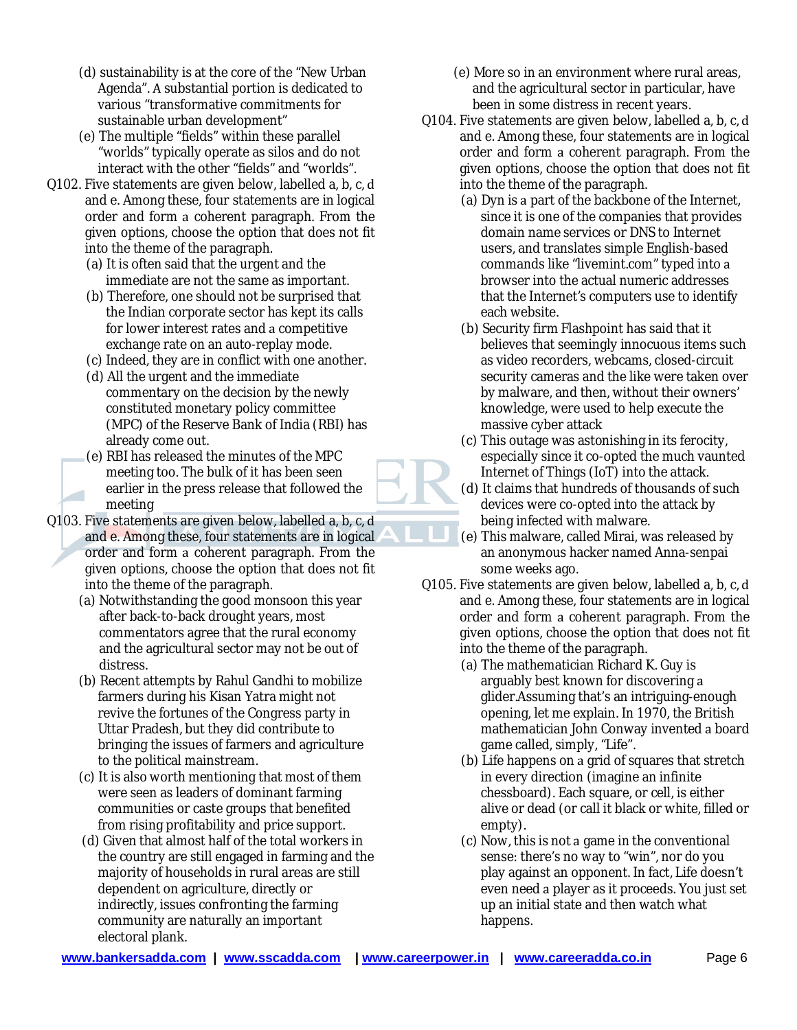(d) sustainability is at the core of the "New Urban Agenda". A substantial portion is dedicated to various "transformative commitments for sustainable urban development"

(e) The multiple "fields" within these parallel "worlds" typically operate as silos and do not interact with the other "fields" and "worlds".

Q102. Five statements are given below, labelled a, b, c, d and e. Among these, four statements are in logical order and form a coherent paragraph. From the given options, choose the option that does not fit into the theme of the paragraph.

(a) It is often said that the urgent and the immediate are not the same as important.

(b) Therefore, one should not be surprised that the Indian corporate sector has kept its calls for lower interest rates and a competitive exchange rate on an auto-replay mode.

(c) Indeed, they are in conflict with one another.

(d) All the urgent and the immediate commentary on the decision by the newly constituted monetary policy committee (MPC) of the Reserve Bank of India (RBI) has already come out.

(e) RBI has released the minutes of the MPC meeting too. The bulk of it has been seen earlier in the press release that followed the meeting

Q103. Five statements are given below, labelled a, b, c, d and e. Among these, four statements are in logical order and form a coherent paragraph. From the given options, choose the option that does not fit into the theme of the paragraph.

(a) Notwithstanding the good monsoon this year after back-to-back drought years, most commentators agree that the rural economy and the agricultural sector may not be out of distress.

(b) Recent attempts by Rahul Gandhi to mobilize farmers during his Kisan Yatra might not revive the fortunes of the Congress party in Uttar Pradesh, but they did contribute to bringing the issues of farmers and agriculture to the political mainstream.

(c) It is also worth mentioning that most of them were seen as leaders of dominant farming communities or caste groups that benefited from rising profitability and price support.

(d) Given that almost half of the total workers in the country are still engaged in farming and the majority of households in rural areas are still dependent on agriculture, directly or indirectly, issues confronting the farming community are naturally an important electoral plank.

(e) More so in an environment where rural areas, and the agricultural sector in particular, have been in some distress in recent years.

Q104. Five statements are given below, labelled a, b, c, d and e. Among these, four statements are in logical order and form a coherent paragraph. From the given options, choose the option that does not fit into the theme of the paragraph.

(a) Dyn is a part of the backbone of the Internet, since it is one of the companies that provides domain name services or DNS to Internet users, and translates simple English-based commands like "livemint.com" typed into a browser into the actual numeric addresses that the Internet's computers use to identify each website.

(b) Security firm Flashpoint has said that it believes that seemingly innocuous items such as video recorders, webcams, closed-circuit security cameras and the like were taken over by malware, and then, without their owners' knowledge, were used to help execute the massive cyber attack

(c) This outage was astonishing in its ferocity, especially since it co-opted the much vaunted Internet of Things (IoT) into the attack.

(d) It claims that hundreds of thousands of such devices were co-opted into the attack by being infected with malware.

(e) This malware, called Mirai, was released by an anonymous hacker named Anna-senpai some weeks ago.

Q105. Five statements are given below, labelled a, b, c, d and e. Among these, four statements are in logical order and form a coherent paragraph. From the given options, choose the option that does not fit into the theme of the paragraph.

(a) The mathematician Richard K. Guy is arguably best known for discovering a glider.Assuming that's an intriguing-enough opening, let me explain. In 1970, the British mathematician John Conway invented a board game called, simply, "Life".

(b) Life happens on a grid of squares that stretch in every direction (imagine an infinite chessboard). Each square, or cell, is either alive or dead (or call it black or white, filled or empty).

(c) Now, this is not a game in the conventional sense: there's no way to "win", nor do you play against an opponent. In fact, Life doesn't even need a player as it proceeds. You just set up an initial state and then watch what happens.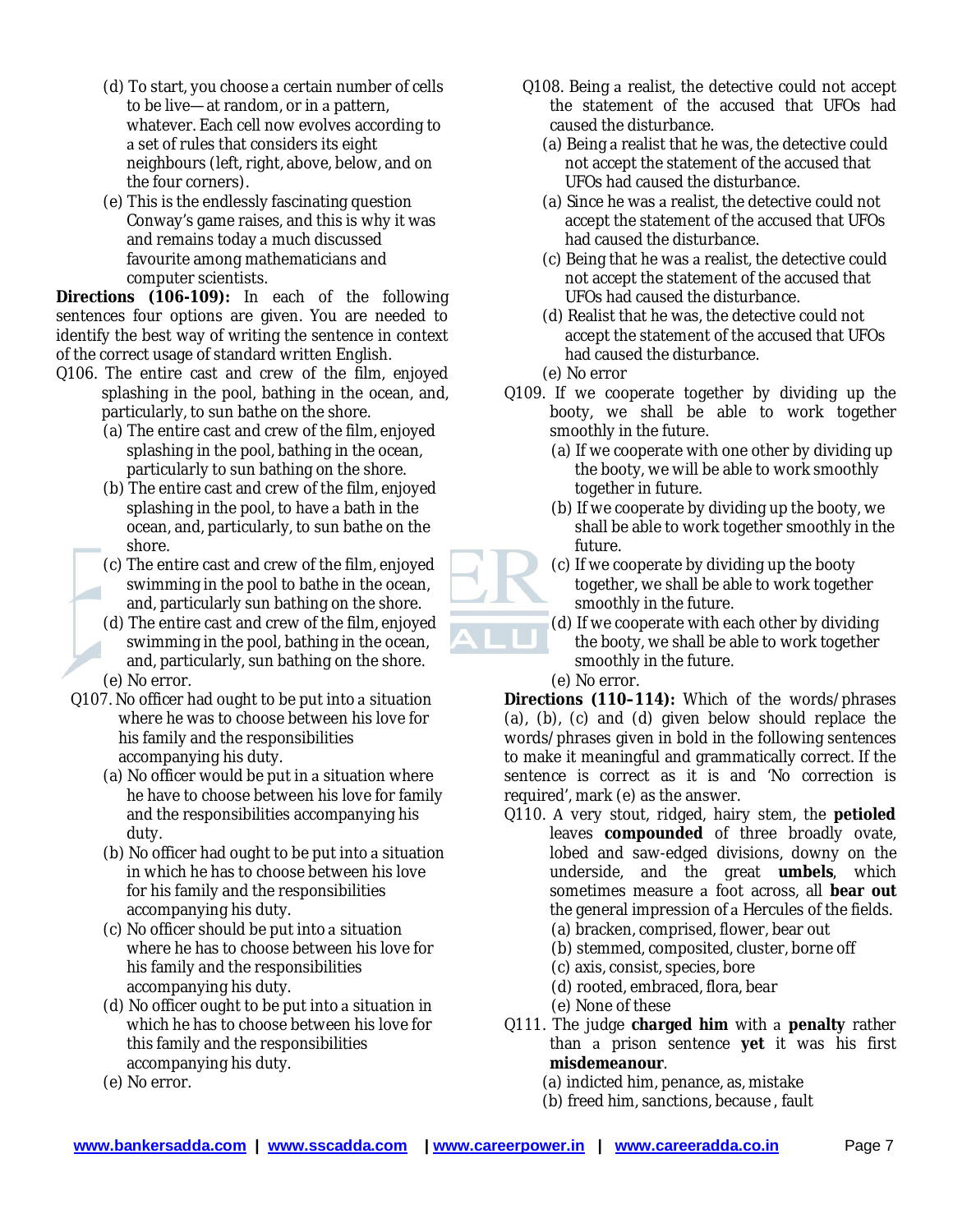(d) To start, you choose a certain number of cells to be live— at random, or in a pattern, whatever. Each cell now evolves according to a set of rules that considers its eight neighbours (left, right, above, below, and on the four corners).

(e) This is the endlessly fascinating question Conway's game raises, and this is why it was and remains today a much discussed favourite among mathematicians and computer scientists.

**Directions (106-109):** In each of the following sentences four options are given. You are needed to identify the best way of writing the sentence in context of the correct usage of standard written English.

Q106. The entire cast and crew of the film, enjoyed splashing in the pool, bathing in the ocean, and, particularly, to sun bathe on the shore.

(a) The entire cast and crew of the film, enjoyed splashing in the pool, bathing in the ocean, particularly to sun bathing on the shore.
(b) The entire cast and crew of the film, enjoyed splashing in the pool, to have a bath in the ocean, and, particularly, to sun bathe on the shore.
(c) The entire cast and crew of the film, enjoyed swimming in the pool to bathe in the ocean, and, particularly sun bathing on the shore.
(d) The entire cast and crew of the film, enjoyed swimming in the pool, bathing in the ocean, and, particularly, sun bathing on the shore.
(e) No error.

Q107. No officer had ought to be put into a situation where he was to choose between his love for his family and the responsibilities accompanying his duty.

(a) No officer would be put in a situation where he have to choose between his love for family and the responsibilities accompanying his duty.
(b) No officer had ought to be put into a situation in which he has to choose between his love for his family and the responsibilities accompanying his duty.
(c) No officer should be put into a situation where he has to choose between his love for his family and the responsibilities accompanying his duty.
(d) No officer ought to be put into a situation in which he has to choose between his love for this family and the responsibilities accompanying his duty.
(e) No error.

Q108. Being a realist, the detective could not accept the statement of the accused that UFOs had caused the disturbance.

(a) Being a realist that he was, the detective could not accept the statement of the accused that UFOs had caused the disturbance.
(a) Since he was a realist, the detective could not accept the statement of the accused that UFOs had caused the disturbance.
(c) Being that he was a realist, the detective could not accept the statement of the accused that UFOs had caused the disturbance.
(d) Realist that he was, the detective could not accept the statement of the accused that UFOs had caused the disturbance.
(e) No error

Q109. If we cooperate together by dividing up the booty, we shall be able to work together smoothly in the future.

(a) If we cooperate with one other by dividing up the booty, we will be able to work smoothly together in future.
(b) If we cooperate by dividing up the booty, we shall be able to work together smoothly in the future.
(c) If we cooperate by dividing up the booty together, we shall be able to work together smoothly in the future.
(d) If we cooperate with each other by dividing the booty, we shall be able to work together smoothly in the future.
(e) No error.

**Directions (110–114):** Which of the words/phrases (a), (b), (c) and (d) given below should replace the words/phrases given in bold in the following sentences to make it meaningful and grammatically correct. If the sentence is correct as it is and 'No correction is required', mark (e) as the answer.

Q110. A very stout, ridged, hairy stem, the **petioled** leaves **compounded** of three broadly ovate, lobed and saw-edged divisions, downy on the underside, and the great **umbels**, which sometimes measure a foot across, all **bear out** the general impression of a Hercules of the fields.

(a) bracken, comprised, flower, bear out
(b) stemmed, composited, cluster, borne off
(c) axis, consist, species, bore
(d) rooted, embraced, flora, bear
(e) None of these

Q111. The judge **charged him** with a **penalty** rather than a prison sentence **yet** it was his first **misdemeanour**.

(a) indicted him, penance, as, mistake
(b) freed him, sanctions, because , fault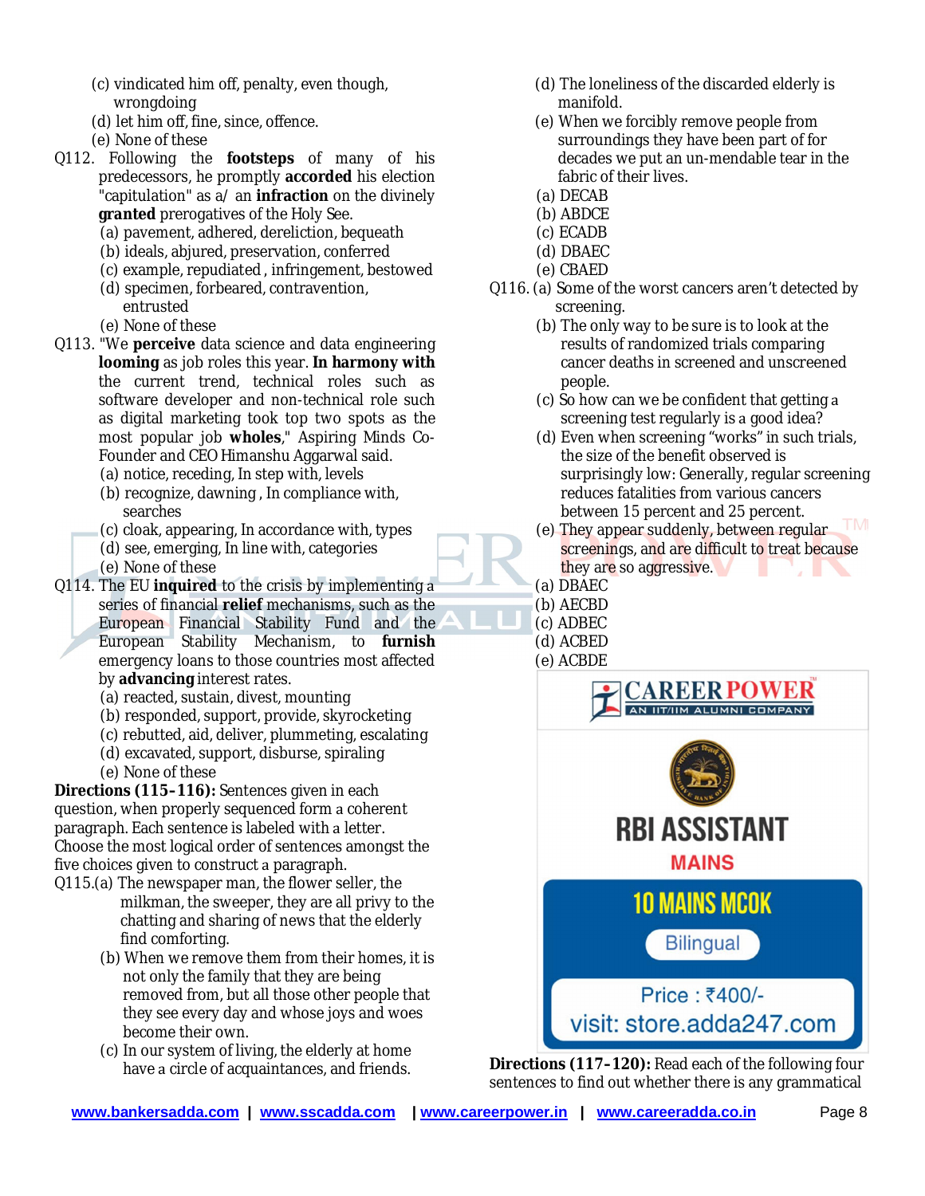(c) vindicated him off, penalty, even though, wrongdoing
(d) let him off, fine, since, offence.
(e) None of these

Q112. Following the **footsteps** of many of his predecessors, he promptly **accorded** his election "capitulation" as a/ an **infraction** on the divinely **granted** prerogatives of the Holy See.
(a) pavement, adhered, dereliction, bequeath
(b) ideals, abjured, preservation, conferred
(c) example, repudiated , infringement, bestowed
(d) specimen, forbeared, contravention, entrusted
(e) None of these

Q113. "We **perceive** data science and data engineering **looming** as job roles this year. **In harmony with** the current trend, technical roles such as software developer and non-technical role such as digital marketing took top two spots as the most popular job **wholes**," Aspiring Minds Co-Founder and CEO Himanshu Aggarwal said.
(a) notice, receding, In step with, levels
(b) recognize, dawning , In compliance with, searches
(c) cloak, appearing, In accordance with, types
(d) see, emerging, In line with, categories
(e) None of these

Q114. The EU **inquired** to the crisis by implementing a series of financial **relief** mechanisms, such as the European Financial Stability Fund and the European Stability Mechanism, to **furnish** emergency loans to those countries most affected by **advancing** interest rates.
(a) reacted, sustain, divest, mounting
(b) responded, support, provide, skyrocketing
(c) rebutted, aid, deliver, plummeting, escalating
(d) excavated, support, disburse, spiraling
(e) None of these

**Directions (115–116):** Sentences given in each question, when properly sequenced form a coherent paragraph. Each sentence is labeled with a letter. Choose the most logical order of sentences amongst the five choices given to construct a paragraph.

Q115.(a) The newspaper man, the flower seller, the milkman, the sweeper, they are all privy to the chatting and sharing of news that the elderly find comforting.
(b) When we remove them from their homes, it is not only the family that they are being removed from, but all those other people that they see every day and whose joys and woes become their own.
(c) In our system of living, the elderly at home have a circle of acquaintances, and friends.
(d) The loneliness of the discarded elderly is manifold.
(e) When we forcibly remove people from surroundings they have been part of for decades we put an un-mendable tear in the fabric of their lives.
(a) DECAB
(b) ABDCE
(c) ECADB
(d) DBAEC
(e) CBAED

Q116. (a) Some of the worst cancers aren't detected by screening.
(b) The only way to be sure is to look at the results of randomized trials comparing cancer deaths in screened and unscreened people.
(c) So how can we be confident that getting a screening test regularly is a good idea?
(d) Even when screening "works" in such trials, the size of the benefit observed is surprisingly low: Generally, regular screening reduces fatalities from various cancers between 15 percent and 25 percent.
(e) They appear suddenly, between regular screenings, and are difficult to treat because they are so aggressive.
(a) DBAEC
(b) AECBD
(c) ADBEC
(d) ACBED
(e) ACBDE

**Directions (117–120):** Read each of the following four sentences to find out whether there is any grammatical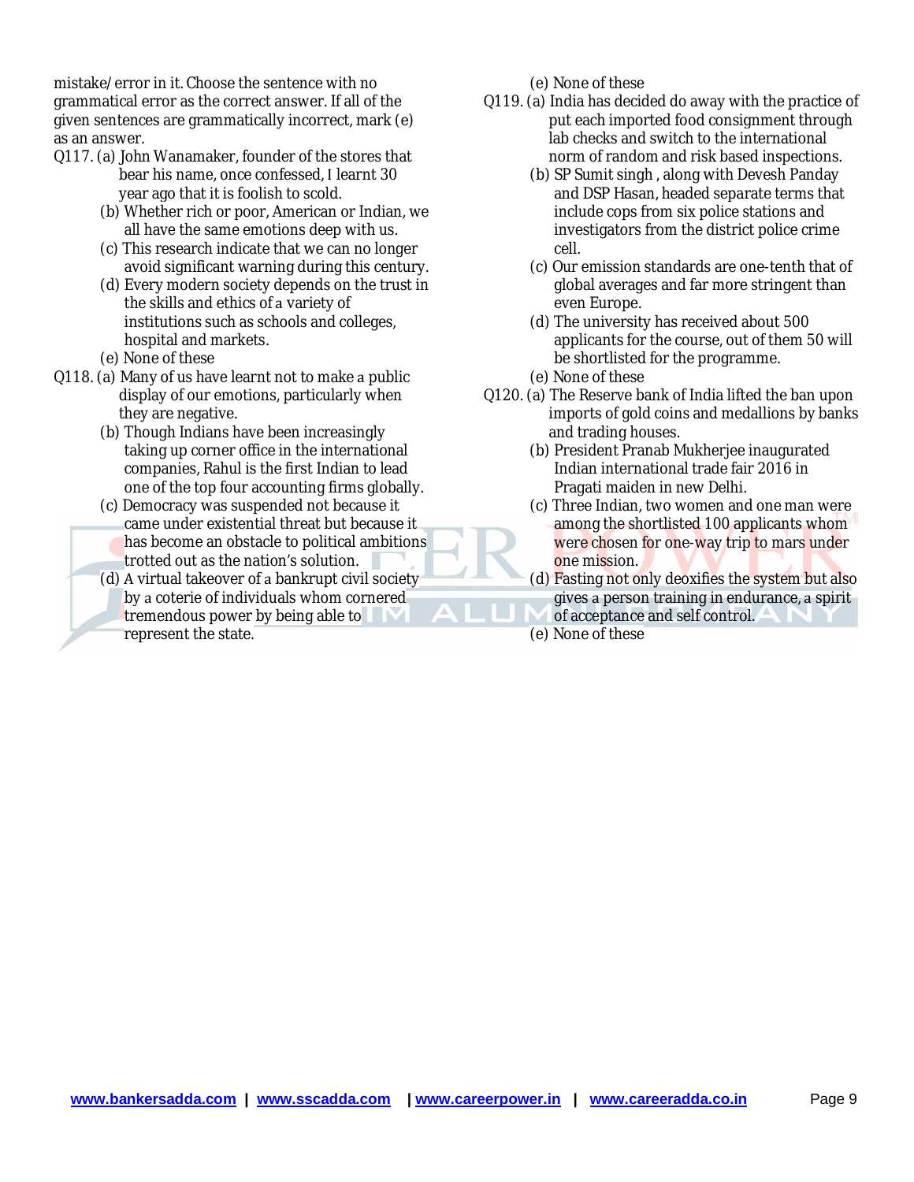mistake/error in it. Choose the sentence with no grammatical error as the correct answer. If all of the given sentences are grammatically incorrect, mark (e) as an answer.

Q117. (a) John Wanamaker, founder of the stores that bear his name, once confessed, I learnt 30 year ago that it is foolish to scold.
(b) Whether rich or poor, American or Indian, we all have the same emotions deep with us.
(c) This research indicate that we can no longer avoid significant warning during this century.
(d) Every modern society depends on the trust in the skills and ethics of a variety of institutions such as schools and colleges, hospital and markets.
(e) None of these

Q118. (a) Many of us have learnt not to make a public display of our emotions, particularly when they are negative.
(b) Though Indians have been increasingly taking up corner office in the international companies, Rahul is the first Indian to lead one of the top four accounting firms globally.
(c) Democracy was suspended not because it came under existential threat but because it has become an obstacle to political ambitions trotted out as the nation's solution.
(d) A virtual takeover of a bankrupt civil society by a coterie of individuals whom cornered tremendous power by being able to represent the state.
(e) None of these

Q119. (a) India has decided do away with the practice of put each imported food consignment through lab checks and switch to the international norm of random and risk based inspections.
(b) SP Sumit singh , along with Devesh Panday and DSP Hasan, headed separate terms that include cops from six police stations and investigators from the district police crime cell.
(c) Our emission standards are one-tenth that of global averages and far more stringent than even Europe.
(d) The university has received about 500 applicants for the course, out of them 50 will be shortlisted for the programme.
(e) None of these

Q120. (a) The Reserve bank of India lifted the ban upon imports of gold coins and medallions by banks and trading houses.
(b) President Pranab Mukherjee inaugurated Indian international trade fair 2016 in Pragati maiden in new Delhi.
(c) Three Indian, two women and one man were among the shortlisted 100 applicants whom were chosen for one-way trip to mars under one mission.
(d) Fasting not only deoxifies the system but also gives a person training in endurance, a spirit of acceptance and self control.
(e) None of these